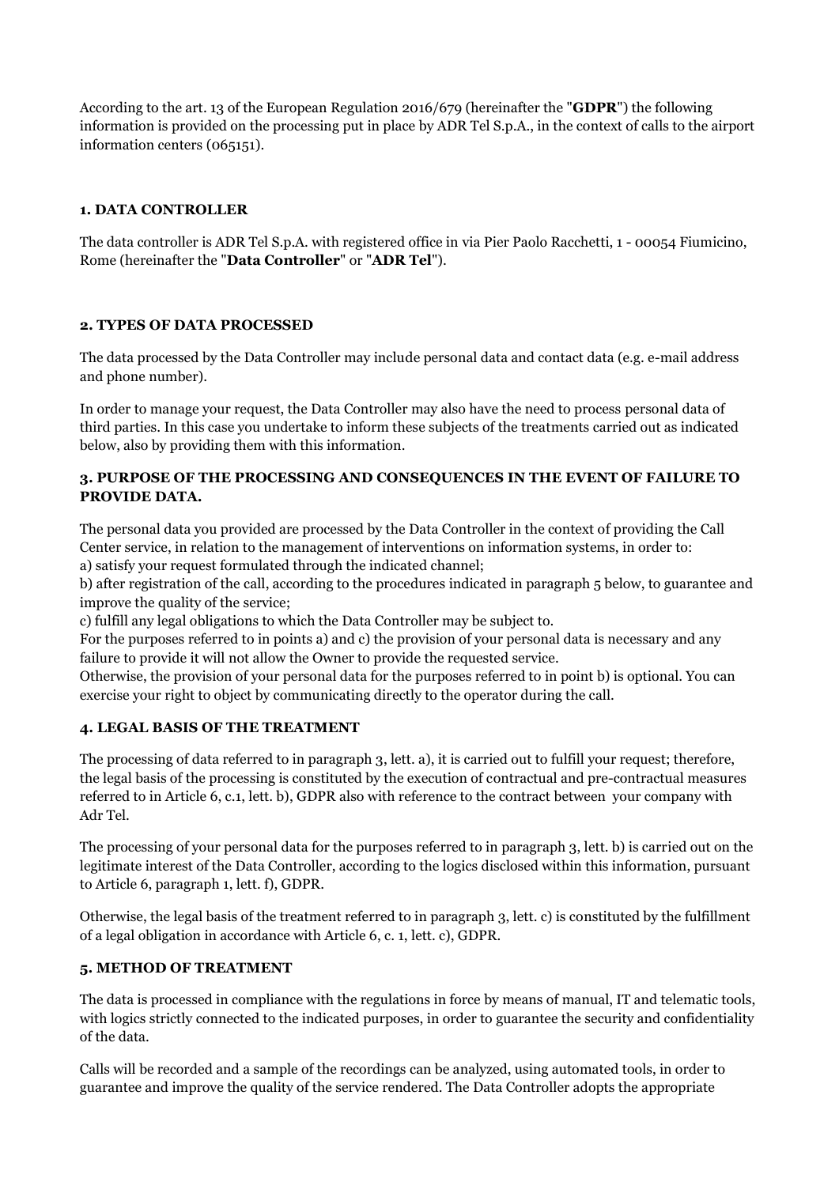According to the art. 13 of the European Regulation 2016/679 (hereinafter the "**GDPR**") the following information is provided on the processing put in place by ADR Tel S.p.A., in the context of calls to the airport information centers (065151).

## 1. DATA CONTROLLER

The data controller is ADR Tel S.p.A. with registered office in via Pier Paolo Racchetti, 1 - 00054 Fiumicino, Rome (hereinafter the "**Data Controller**" or "**ADR Tel**").

## 2. TYPES OF DATA PROCESSED

The data processed by the Data Controller may include personal data and contact data (e.g. e-mail address and phone number).

In order to manage your request, the Data Controller may also have the need to process personal data of third parties. In this case you undertake to inform these subjects of the treatments carried out as indicated below, also by providing them with this information.

## 3. PURPOSE OF THE PROCESSING AND CONSEQUENCES IN THE EVENT OF FAILURE TO PROVIDE DATA.

The personal data you provided are processed by the Data Controller in the context of providing the Call Center service, in relation to the management of interventions on information systems, in order to:
a) satisfy your request formulated through the indicated channel;
b) after registration of the call, according to the procedures indicated in paragraph 5 below, to guarantee and improve the quality of the service;
c) fulfill any legal obligations to which the Data Controller may be subject to.
For the purposes referred to in points a) and c) the provision of your personal data is necessary and any failure to provide it will not allow the Owner to provide the requested service.
Otherwise, the provision of your personal data for the purposes referred to in point b) is optional. You can exercise your right to object by communicating directly to the operator during the call.

## 4. LEGAL BASIS OF THE TREATMENT

The processing of data referred to in paragraph 3, lett. a), it is carried out to fulfill your request; therefore, the legal basis of the processing is constituted by the execution of contractual and pre-contractual measures referred to in Article 6, c.1, lett. b), GDPR also with reference to the contract between your company with Adr Tel.

The processing of your personal data for the purposes referred to in paragraph 3, lett. b) is carried out on the legitimate interest of the Data Controller, according to the logics disclosed within this information, pursuant to Article 6, paragraph 1, lett. f), GDPR.

Otherwise, the legal basis of the treatment referred to in paragraph 3, lett. c) is constituted by the fulfillment of a legal obligation in accordance with Article 6, c. 1, lett. c), GDPR.

## 5. METHOD OF TREATMENT

The data is processed in compliance with the regulations in force by means of manual, IT and telematic tools, with logics strictly connected to the indicated purposes, in order to guarantee the security and confidentiality of the data.

Calls will be recorded and a sample of the recordings can be analyzed, using automated tools, in order to guarantee and improve the quality of the service rendered. The Data Controller adopts the appropriate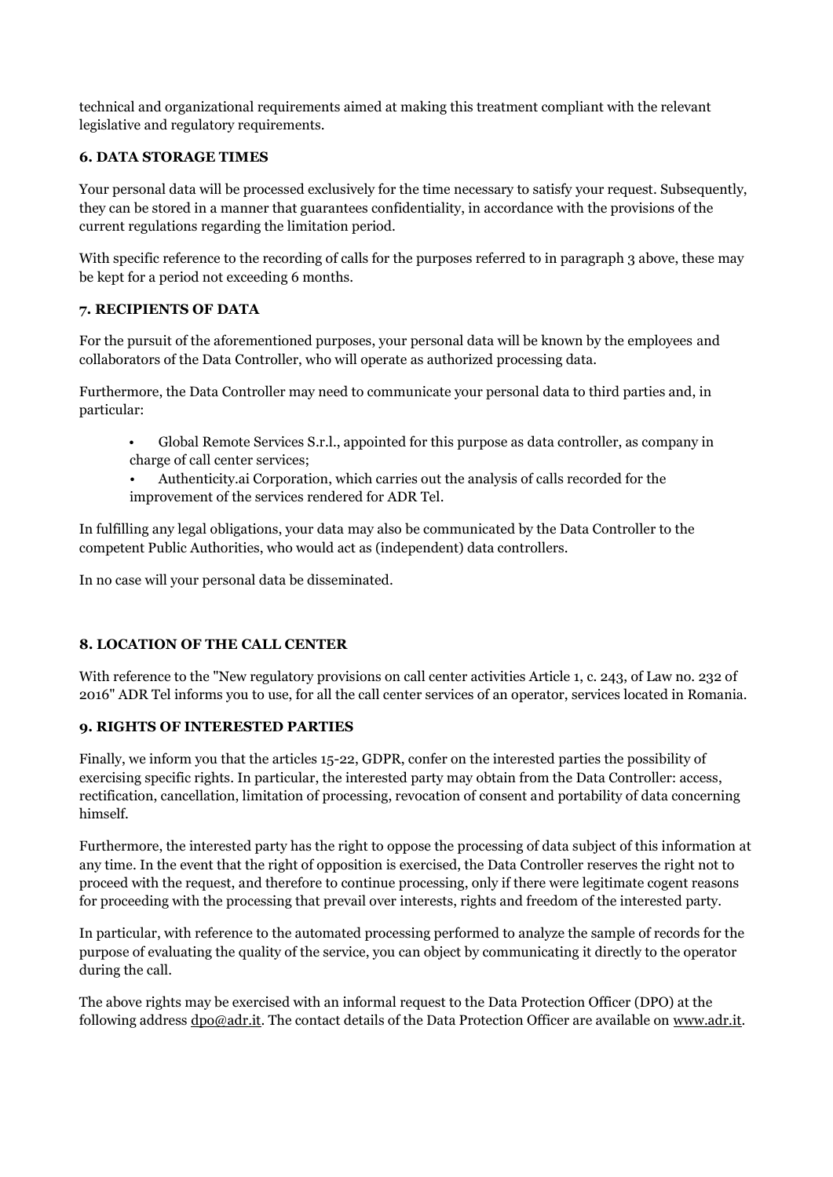technical and organizational requirements aimed at making this treatment compliant with the relevant legislative and regulatory requirements.

## 6. DATA STORAGE TIMES

Your personal data will be processed exclusively for the time necessary to satisfy your request. Subsequently, they can be stored in a manner that guarantees confidentiality, in accordance with the provisions of the current regulations regarding the limitation period.

With specific reference to the recording of calls for the purposes referred to in paragraph 3 above, these may be kept for a period not exceeding 6 months.

## 7. RECIPIENTS OF DATA

For the pursuit of the aforementioned purposes, your personal data will be known by the employees and collaborators of the Data Controller, who will operate as authorized processing data.

Furthermore, the Data Controller may need to communicate your personal data to third parties and, in particular:

- Global Remote Services S.r.l., appointed for this purpose as data controller, as company in charge of call center services;
- Authenticity.ai Corporation, which carries out the analysis of calls recorded for the improvement of the services rendered for ADR Tel.

In fulfilling any legal obligations, your data may also be communicated by the Data Controller to the competent Public Authorities, who would act as (independent) data controllers.

In no case will your personal data be disseminated.

## 8. LOCATION OF THE CALL CENTER

With reference to the "New regulatory provisions on call center activities Article 1, c. 243, of Law no. 232 of 2016" ADR Tel informs you to use, for all the call center services of an operator, services located in Romania.

## 9. RIGHTS OF INTERESTED PARTIES

Finally, we inform you that the articles 15-22, GDPR, confer on the interested parties the possibility of exercising specific rights. In particular, the interested party may obtain from the Data Controller: access, rectification, cancellation, limitation of processing, revocation of consent and portability of data concerning himself.

Furthermore, the interested party has the right to oppose the processing of data subject of this information at any time. In the event that the right of opposition is exercised, the Data Controller reserves the right not to proceed with the request, and therefore to continue processing, only if there were legitimate cogent reasons for proceeding with the processing that prevail over interests, rights and freedom of the interested party.

In particular, with reference to the automated processing performed to analyze the sample of records for the purpose of evaluating the quality of the service, you can object by communicating it directly to the operator during the call.

The above rights may be exercised with an informal request to the Data Protection Officer (DPO) at the following address dpo@adr.it. The contact details of the Data Protection Officer are available on www.adr.it.